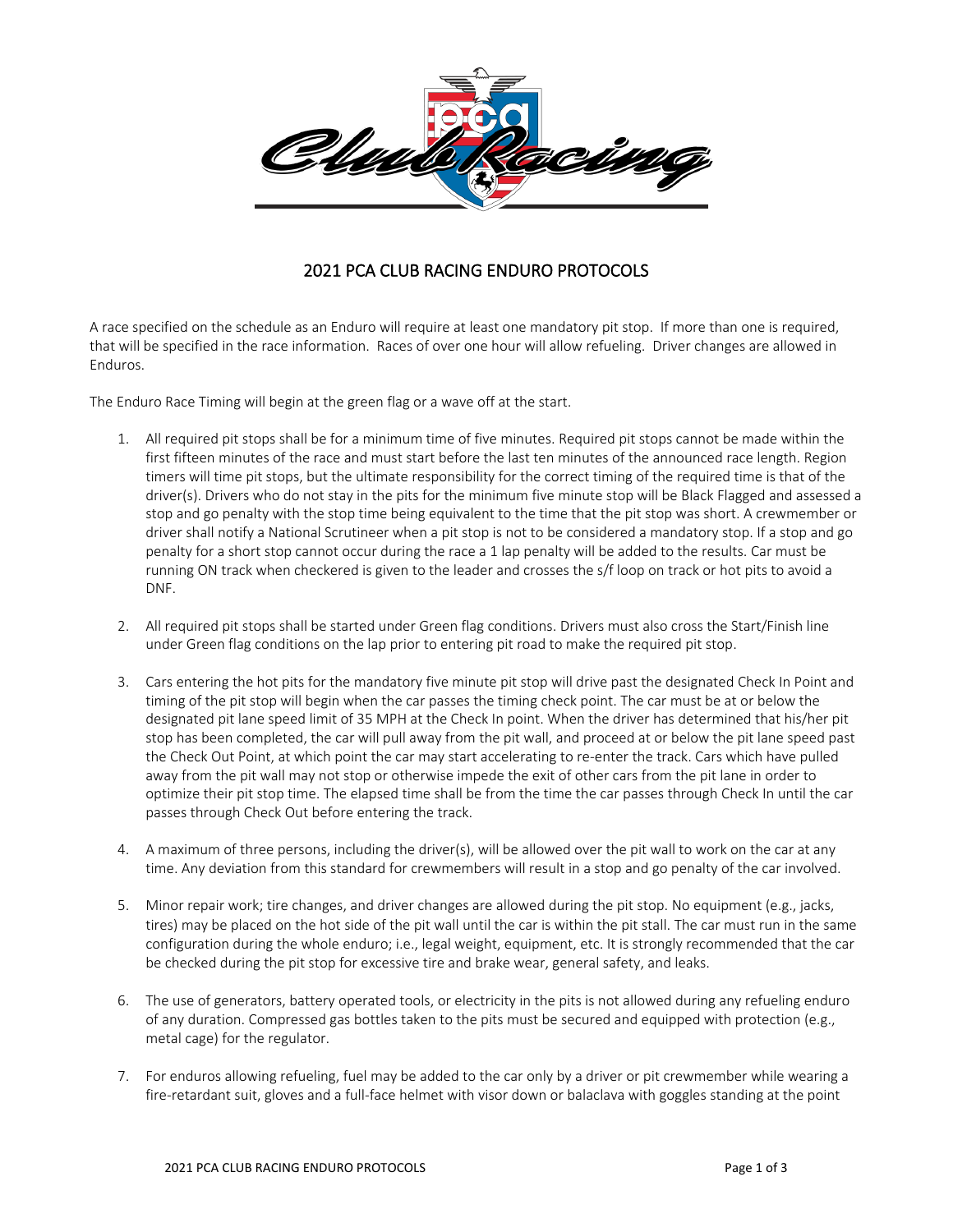# 2021 PCA CLUB RACING ENDURO PROTOCOLS

A race specified on the schedule as an Enduro will require at least one mandatory pit stop. If more than one is required, that will be specified in the race information. Races of over one hour will allow refueling. Driver changes are allowed in Enduros.

The Enduro Race Timing will begin at the green flag or a wave off at the start.

1. All required pit stops shall be for a minimum time of five minutes. Required pit stops cannot be made within the first fifteen minutes of the race and must start before the last ten minutes of the announced race length. Region timers will time pit stops, but the ultimate responsibility for the correct timing of the required time is that of the driver(s). Drivers who do not stay in the pits for the minimum five minute stop will be Black Flagged and assessed a stop and go penalty with the stop time being equivalent to the time that the pit stop was short. A crewmember or driver shall notify a National Scrutineer when a pit stop is not to be considered a mandatory stop. If a stop and go penalty for a short stop cannot occur during the race a 1 lap penalty will be added to the results. Car must be running ON track when checkered is given to the leader and crosses the s/f loop on track or hot pits to avoid a DNF.

2. All required pit stops shall be started under Green flag conditions. Drivers must also cross the Start/Finish line under Green flag conditions on the lap prior to entering pit road to make the required pit stop.

3. Cars entering the hot pits for the mandatory five minute pit stop will drive past the designated Check In Point and timing of the pit stop will begin when the car passes the timing check point. The car must be at or below the designated pit lane speed limit of 35 MPH at the Check In point. When the driver has determined that his/her pit stop has been completed, the car will pull away from the pit wall, and proceed at or below the pit lane speed past the Check Out Point, at which point the car may start accelerating to re-enter the track. Cars which have pulled away from the pit wall may not stop or otherwise impede the exit of other cars from the pit lane in order to optimize their pit stop time. The elapsed time shall be from the time the car passes through Check In until the car passes through Check Out before entering the track.

4. A maximum of three persons, including the driver(s), will be allowed over the pit wall to work on the car at any time. Any deviation from this standard for crewmembers will result in a stop and go penalty of the car involved.

5. Minor repair work; tire changes, and driver changes are allowed during the pit stop. No equipment (e.g., jacks, tires) may be placed on the hot side of the pit wall until the car is within the pit stall. The car must run in the same configuration during the whole enduro; i.e., legal weight, equipment, etc. It is strongly recommended that the car be checked during the pit stop for excessive tire and brake wear, general safety, and leaks.

6. The use of generators, battery operated tools, or electricity in the pits is not allowed during any refueling enduro of any duration. Compressed gas bottles taken to the pits must be secured and equipped with protection (e.g., metal cage) for the regulator.

7. For enduros allowing refueling, fuel may be added to the car only by a driver or pit crewmember while wearing a fire-retardant suit, gloves and a full-face helmet with visor down or balaclava with goggles standing at the point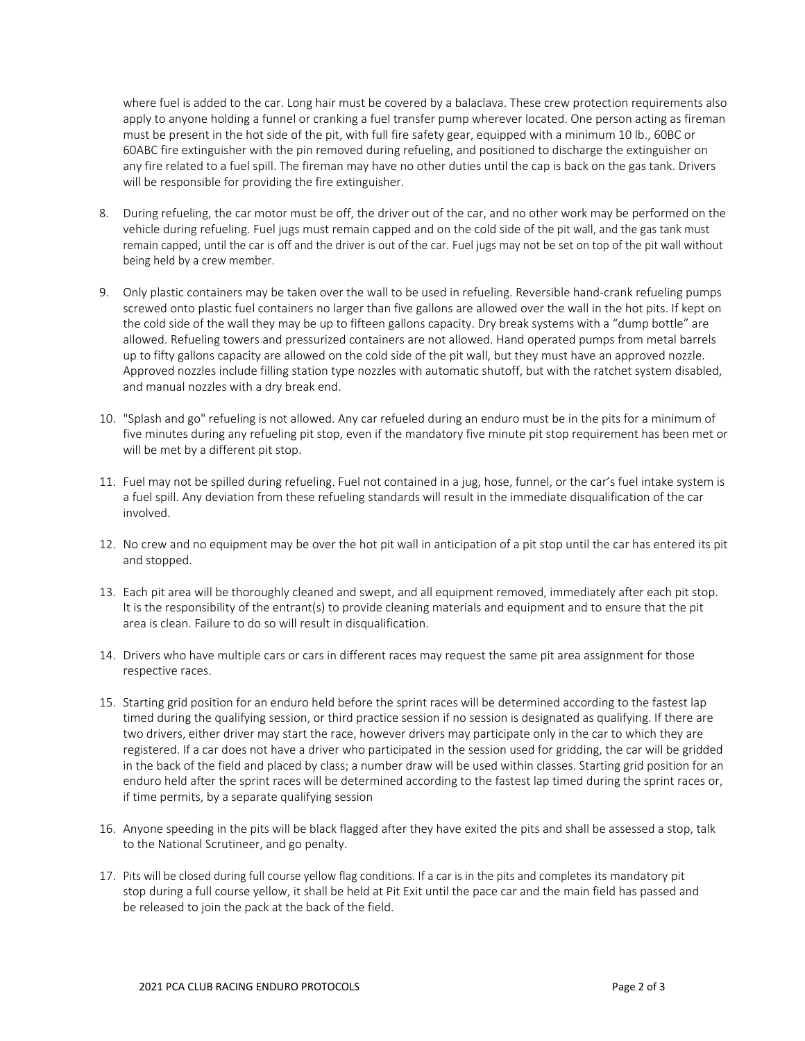where fuel is added to the car. Long hair must be covered by a balaclava. These crew protection requirements also apply to anyone holding a funnel or cranking a fuel transfer pump wherever located. One person acting as fireman must be present in the hot side of the pit, with full fire safety gear, equipped with a minimum 10 lb., 60BC or 60ABC fire extinguisher with the pin removed during refueling, and positioned to discharge the extinguisher on any fire related to a fuel spill. The fireman may have no other duties until the cap is back on the gas tank. Drivers will be responsible for providing the fire extinguisher.

8. During refueling, the car motor must be off, the driver out of the car, and no other work may be performed on the vehicle during refueling. Fuel jugs must remain capped and on the cold side of the pit wall, and the gas tank must remain capped, until the car is off and the driver is out of the car. Fuel jugs may not be set on top of the pit wall without being held by a crew member.

9. Only plastic containers may be taken over the wall to be used in refueling. Reversible hand-crank refueling pumps screwed onto plastic fuel containers no larger than five gallons are allowed over the wall in the hot pits. If kept on the cold side of the wall they may be up to fifteen gallons capacity. Dry break systems with a "dump bottle" are allowed. Refueling towers and pressurized containers are not allowed. Hand operated pumps from metal barrels up to fifty gallons capacity are allowed on the cold side of the pit wall, but they must have an approved nozzle. Approved nozzles include filling station type nozzles with automatic shutoff, but with the ratchet system disabled, and manual nozzles with a dry break end.

10. "Splash and go" refueling is not allowed. Any car refueled during an enduro must be in the pits for a minimum of five minutes during any refueling pit stop, even if the mandatory five minute pit stop requirement has been met or will be met by a different pit stop.

11. Fuel may not be spilled during refueling. Fuel not contained in a jug, hose, funnel, or the car's fuel intake system is a fuel spill. Any deviation from these refueling standards will result in the immediate disqualification of the car involved.

12. No crew and no equipment may be over the hot pit wall in anticipation of a pit stop until the car has entered its pit and stopped.

13. Each pit area will be thoroughly cleaned and swept, and all equipment removed, immediately after each pit stop. It is the responsibility of the entrant(s) to provide cleaning materials and equipment and to ensure that the pit area is clean. Failure to do so will result in disqualification.

14. Drivers who have multiple cars or cars in different races may request the same pit area assignment for those respective races.

15. Starting grid position for an enduro held before the sprint races will be determined according to the fastest lap timed during the qualifying session, or third practice session if no session is designated as qualifying. If there are two drivers, either driver may start the race, however drivers may participate only in the car to which they are registered. If a car does not have a driver who participated in the session used for gridding, the car will be gridded in the back of the field and placed by class; a number draw will be used within classes. Starting grid position for an enduro held after the sprint races will be determined according to the fastest lap timed during the sprint races or, if time permits, by a separate qualifying session

16. Anyone speeding in the pits will be black flagged after they have exited the pits and shall be assessed a stop, talk to the National Scrutineer, and go penalty.

17. Pits will be closed during full course yellow flag conditions. If a car is in the pits and completes its mandatory pit stop during a full course yellow, it shall be held at Pit Exit until the pace car and the main field has passed and be released to join the pack at the back of the field.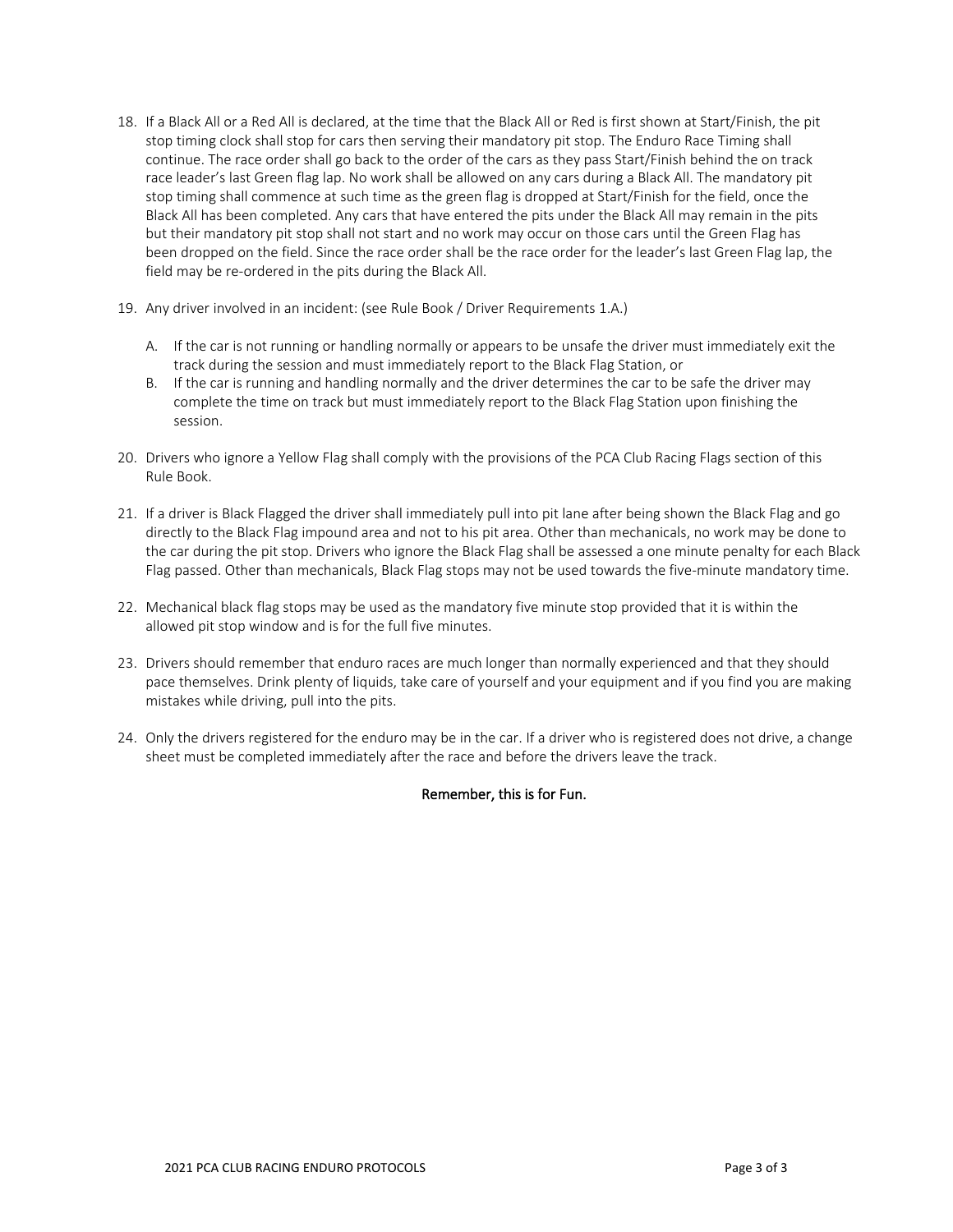18. If a Black All or a Red All is declared, at the time that the Black All or Red is first shown at Start/Finish, the pit stop timing clock shall stop for cars then serving their mandatory pit stop. The Enduro Race Timing shall continue. The race order shall go back to the order of the cars as they pass Start/Finish behind the on track race leader's last Green flag lap. No work shall be allowed on any cars during a Black All. The mandatory pit stop timing shall commence at such time as the green flag is dropped at Start/Finish for the field, once the Black All has been completed. Any cars that have entered the pits under the Black All may remain in the pits but their mandatory pit stop shall not start and no work may occur on those cars until the Green Flag has been dropped on the field. Since the race order shall be the race order for the leader's last Green Flag lap, the field may be re-ordered in the pits during the Black All.

19. Any driver involved in an incident: (see Rule Book / Driver Requirements 1.A.)

    A. If the car is not running or handling normally or appears to be unsafe the driver must immediately exit the track during the session and must immediately report to the Black Flag Station, or
    B. If the car is running and handling normally and the driver determines the car to be safe the driver may complete the time on track but must immediately report to the Black Flag Station upon finishing the session.

20. Drivers who ignore a Yellow Flag shall comply with the provisions of the PCA Club Racing Flags section of this Rule Book.

21. If a driver is Black Flagged the driver shall immediately pull into pit lane after being shown the Black Flag and go directly to the Black Flag impound area and not to his pit area. Other than mechanicals, no work may be done to the car during the pit stop. Drivers who ignore the Black Flag shall be assessed a one minute penalty for each Black Flag passed. Other than mechanicals, Black Flag stops may not be used towards the five-minute mandatory time.

22. Mechanical black flag stops may be used as the mandatory five minute stop provided that it is within the allowed pit stop window and is for the full five minutes.

23. Drivers should remember that enduro races are much longer than normally experienced and that they should pace themselves. Drink plenty of liquids, take care of yourself and your equipment and if you find you are making mistakes while driving, pull into the pits.

24. Only the drivers registered for the enduro may be in the car. If a driver who is registered does not drive, a change sheet must be completed immediately after the race and before the drivers leave the track.

**Remember, this is for Fun.**